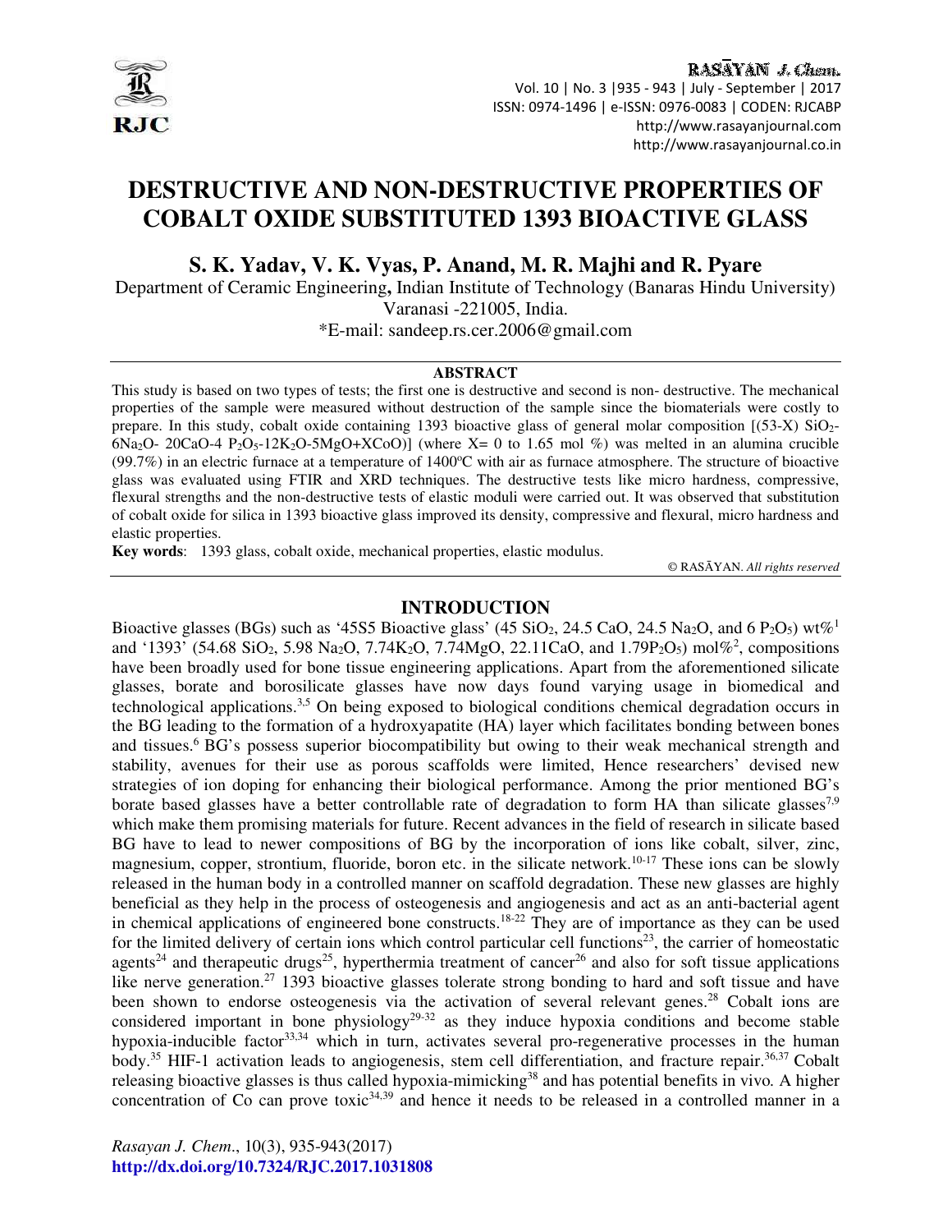# DESTRUCTIVE AND NON-DESTRUCTIVE PROPERTIES OF COBALT OXIDE SUBSTITUTED 1393 BIOACTIVE GLASS

**S. K. Yadav, V. K. Vyas, P. Anand, M. R. Majhi and R. Pyare**

Department of Ceramic Engineering**,** Indian Institute of Technology (Banaras Hindu University) Varanasi -221005, India.

*E-mail: sandeep.rs.cer.2006@gmail.com

## ABSTRACT

This study is based on two types of tests; the first one is destructive and second is non- destructive. The mechanical properties of the sample were measured without destruction of the sample since the biomaterials were costly to prepare. In this study, cobalt oxide containing 1393 bioactive glass of general molar composition [(53-X) $SiO_2$-$6Na_2O$- 20CaO-4 $P_2O_5$-$12K_2O$-5MgO+XCoO)] (where X= 0 to 1.65 mol %) was melted in an alumina crucible (99.7%) in an electric furnace at a temperature of 1400ºC with air as furnace atmosphere. The structure of bioactive glass was evaluated using FTIR and XRD techniques. The destructive tests like micro hardness, compressive, flexural strengths and the non-destructive tests of elastic moduli were carried out. It was observed that substitution of cobalt oxide for silica in 1393 bioactive glass improved its density, compressive and flexural, micro hardness and elastic properties.

**Key words**: 1393 glass, cobalt oxide, mechanical properties, elastic modulus.

© RASĀYAN. *All rights reserved*

## INTRODUCTION

Bioactive glasses (BGs) such as '45S5 Bioactive glass' (45 $SiO_2$, 24.5 CaO, 24.5 $Na_2O$, and 6 $P_2O_5$) wt%[1] and '1393' (54.68 $SiO_2$, 5.98 $Na_2O$, 7.74$K_2O$, 7.74MgO, 22.11CaO, and 1.79$P_2O_5$) mol%[2], compositions have been broadly used for bone tissue engineering applications. Apart from the aforementioned silicate glasses, borate and borosilicate glasses have now days found varying usage in biomedical and technological applications.[3,5] On being exposed to biological conditions chemical degradation occurs in the BG leading to the formation of a hydroxyapatite (HA) layer which facilitates bonding between bones and tissues.[6] BG's possess superior biocompatibility but owing to their weak mechanical strength and stability, avenues for their use as porous scaffolds were limited, Hence researchers' devised new strategies of ion doping for enhancing their biological performance. Among the prior mentioned BG's borate based glasses have a better controllable rate of degradation to form HA than silicate glasses[7,9] which make them promising materials for future. Recent advances in the field of research in silicate based BG have to lead to newer compositions of BG by the incorporation of ions like cobalt, silver, zinc, magnesium, copper, strontium, fluoride, boron etc. in the silicate network.[10-17] These ions can be slowly released in the human body in a controlled manner on scaffold degradation. These new glasses are highly beneficial as they help in the process of osteogenesis and angiogenesis and act as an anti-bacterial agent in chemical applications of engineered bone constructs.[18-22] They are of importance as they can be used for the limited delivery of certain ions which control particular cell functions[23], the carrier of homeostatic agents[24] and therapeutic drugs[25], hyperthermia treatment of cancer[26] and also for soft tissue applications like nerve generation.[27] 1393 bioactive glasses tolerate strong bonding to hard and soft tissue and have been shown to endorse osteogenesis via the activation of several relevant genes.[28] Cobalt ions are considered important in bone physiology[29-32] as they induce hypoxia conditions and become stable hypoxia-inducible factor[33,34] which in turn, activates several pro-regenerative processes in the human body.[35] HIF-1 activation leads to angiogenesis, stem cell differentiation, and fracture repair.[36,37] Cobalt releasing bioactive glasses is thus called hypoxia-mimicking[38] and has potential benefits in vivo. A higher concentration of Co can prove toxic[34,39] and hence it needs to be released in a controlled manner in a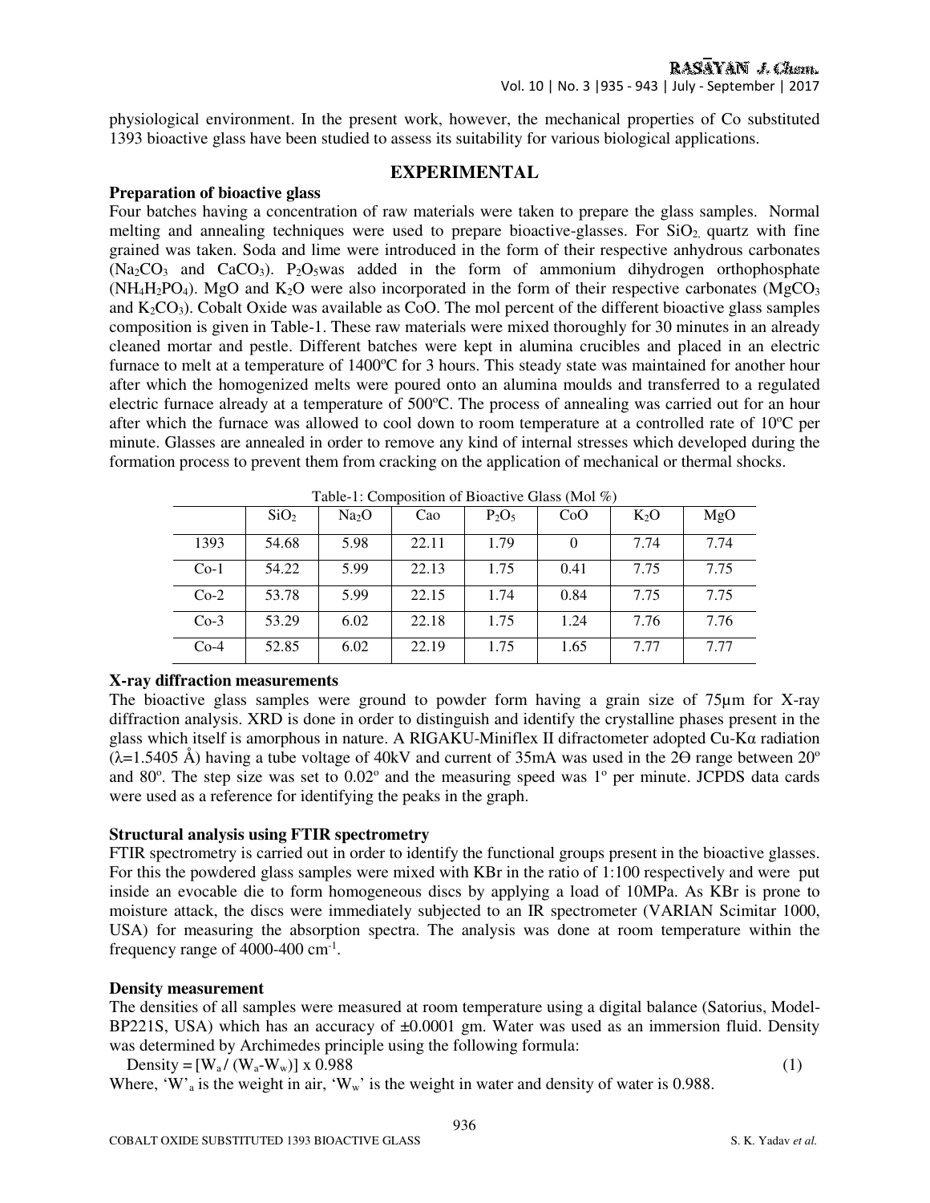physiological environment. In the present work, however, the mechanical properties of Co substituted 1393 bioactive glass have been studied to assess its suitability for various biological applications.

## EXPERIMENTAL

### Preparation of bioactive glass

Four batches having a concentration of raw materials were taken to prepare the glass samples. Normal melting and annealing techniques were used to prepare bioactive-glasses. For $SiO_2$, quartz with fine grained was taken. Soda and lime were introduced in the form of their respective anhydrous carbonates ($Na_2CO_3$ and $CaCO_3$). $P_2O_5$was added in the form of ammonium dihydrogen orthophosphate ($NH_4H_2PO_4$). MgO and $K_2O$ were also incorporated in the form of their respective carbonates ($MgCO_3$ and $K_2CO_3$). Cobalt Oxide was available as CoO. The mol percent of the different bioactive glass samples composition is given in Table-1. These raw materials were mixed thoroughly for 30 minutes in an already cleaned mortar and pestle. Different batches were kept in alumina crucibles and placed in an electric furnace to melt at a temperature of 1400ºC for 3 hours. This steady state was maintained for another hour after which the homogenized melts were poured onto an alumina moulds and transferred to a regulated electric furnace already at a temperature of 500ºC. The process of annealing was carried out for an hour after which the furnace was allowed to cool down to room temperature at a controlled rate of 10ºC per minute. Glasses are annealed in order to remove any kind of internal stresses which developed during the formation process to prevent them from cracking on the application of mechanical or thermal shocks.

Table-1: Composition of Bioactive Glass (Mol %)

| | $SiO_2$ | $Na_2O$ | Cao | $P_2O_5$ | CoO | $K_2O$ | MgO |
|---|---|---|---|---|---|---|---|
| 1393 | 54.68 | 5.98 | 22.11 | 1.79 | 0 | 7.74 | 7.74 |
| Co-1 | 54.22 | 5.99 | 22.13 | 1.75 | 0.41 | 7.75 | 7.75 |
| Co-2 | 53.78 | 5.99 | 22.15 | 1.74 | 0.84 | 7.75 | 7.75 |
| Co-3 | 53.29 | 6.02 | 22.18 | 1.75 | 1.24 | 7.76 | 7.76 |
| Co-4 | 52.85 | 6.02 | 22.19 | 1.75 | 1.65 | 7.77 | 7.77 |

### X-ray diffraction measurements

The bioactive glass samples were ground to powder form having a grain size of 75μm for X-ray diffraction analysis. XRD is done in order to distinguish and identify the crystalline phases present in the glass which itself is amorphous in nature. A RIGAKU-Miniflex II difractometer adopted Cu-Kα radiation (λ=1.5405 Å) having a tube voltage of 40kV and current of 35mA was used in the 2Ө range between 20º and 80º. The step size was set to 0.02º and the measuring speed was 1º per minute. JCPDS data cards were used as a reference for identifying the peaks in the graph.

### Structural analysis using FTIR spectrometry

FTIR spectrometry is carried out in order to identify the functional groups present in the bioactive glasses. For this the powdered glass samples were mixed with KBr in the ratio of 1:100 respectively and were put inside an evocable die to form homogeneous discs by applying a load of 10MPa. As KBr is prone to moisture attack, the discs were immediately subjected to an IR spectrometer (VARIAN Scimitar 1000, USA) for measuring the absorption spectra. The analysis was done at room temperature within the frequency range of 4000-400 $cm^{-1}$.

### Density measurement

The densities of all samples were measured at room temperature using a digital balance (Satorius, Model-BP221S, USA) which has an accuracy of ±0.0001 gm. Water was used as an immersion fluid. Density was determined by Archimedes principle using the following formula:

$$\text{Density} = [W_a / (W_a - W_w)] \times 0.988 \quad (1)$$

Where, '$W$'$_a$ is the weight in air, '$W_w$' is the weight in water and density of water is 0.988.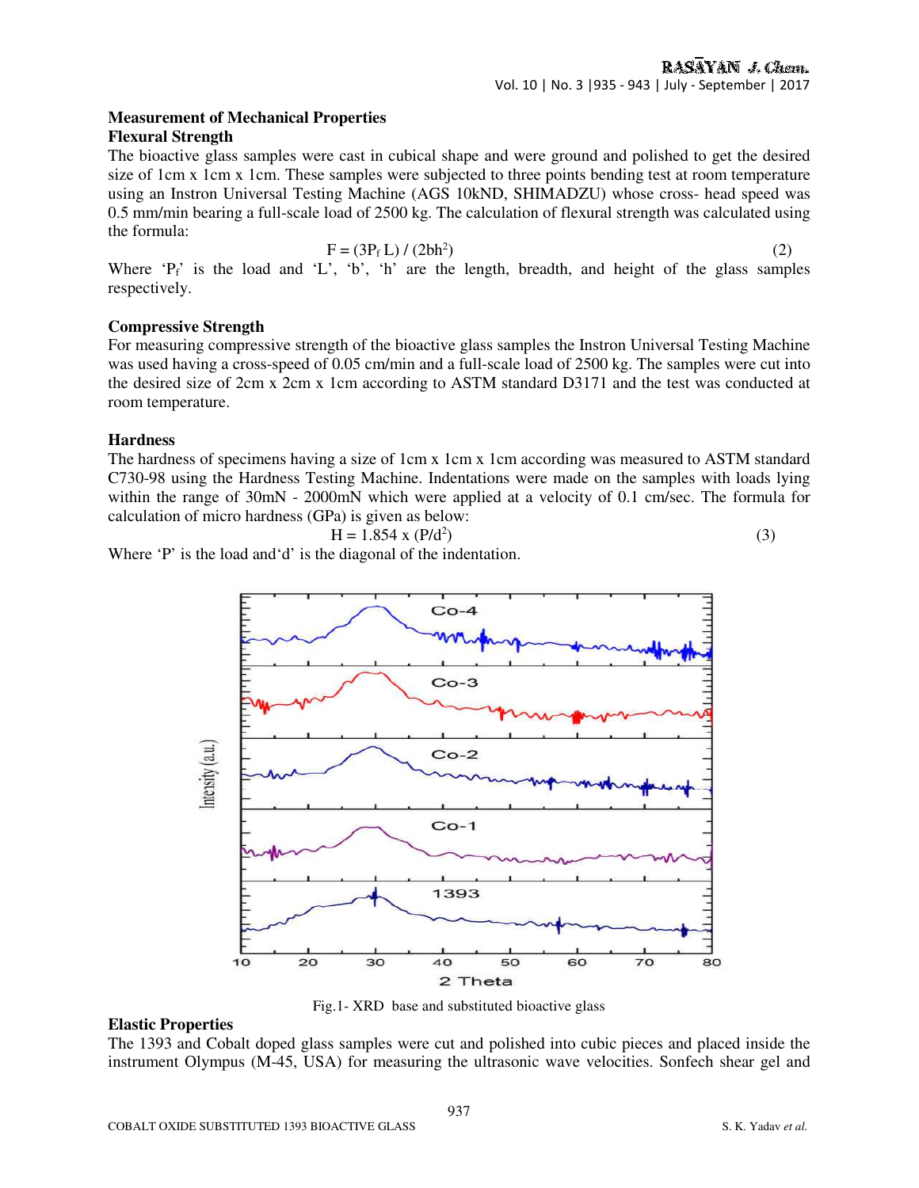### Measurement of Mechanical Properties

#### Flexural Strength

The bioactive glass samples were cast in cubical shape and were ground and polished to get the desired size of 1cm x 1cm x 1cm. These samples were subjected to three points bending test at room temperature using an Instron Universal Testing Machine (AGS 10kND, SHIMADZU) whose cross- head speed was 0.5 mm/min bearing a full-scale load of 2500 kg. The calculation of flexural strength was calculated using the formula:

$$F = (3P_f L) / (2bh^2) \tag{2}$$

Where '$P_f$' is the load and 'L', 'b', 'h' are the length, breadth, and height of the glass samples respectively.

#### Compressive Strength

For measuring compressive strength of the bioactive glass samples the Instron Universal Testing Machine was used having a cross-speed of 0.05 cm/min and a full-scale load of 2500 kg. The samples were cut into the desired size of 2cm x 2cm x 1cm according to ASTM standard D3171 and the test was conducted at room temperature.

#### Hardness

The hardness of specimens having a size of 1cm x 1cm x 1cm according was measured to ASTM standard C730-98 using the Hardness Testing Machine. Indentations were made on the samples with loads lying within the range of 30mN - 2000mN which were applied at a velocity of 0.1 cm/sec. The formula for calculation of micro hardness (GPa) is given as below:

$$H = 1.854 \times (P/d^2) \tag{3}$$

Where 'P' is the load and 'd' is the diagonal of the indentation.

Fig.1- XRD base and substituted bioactive glass

#### Elastic Properties

The 1393 and Cobalt doped glass samples were cut and polished into cubic pieces and placed inside the instrument Olympus (M-45, USA) for measuring the ultrasonic wave velocities. Sonfech shear gel and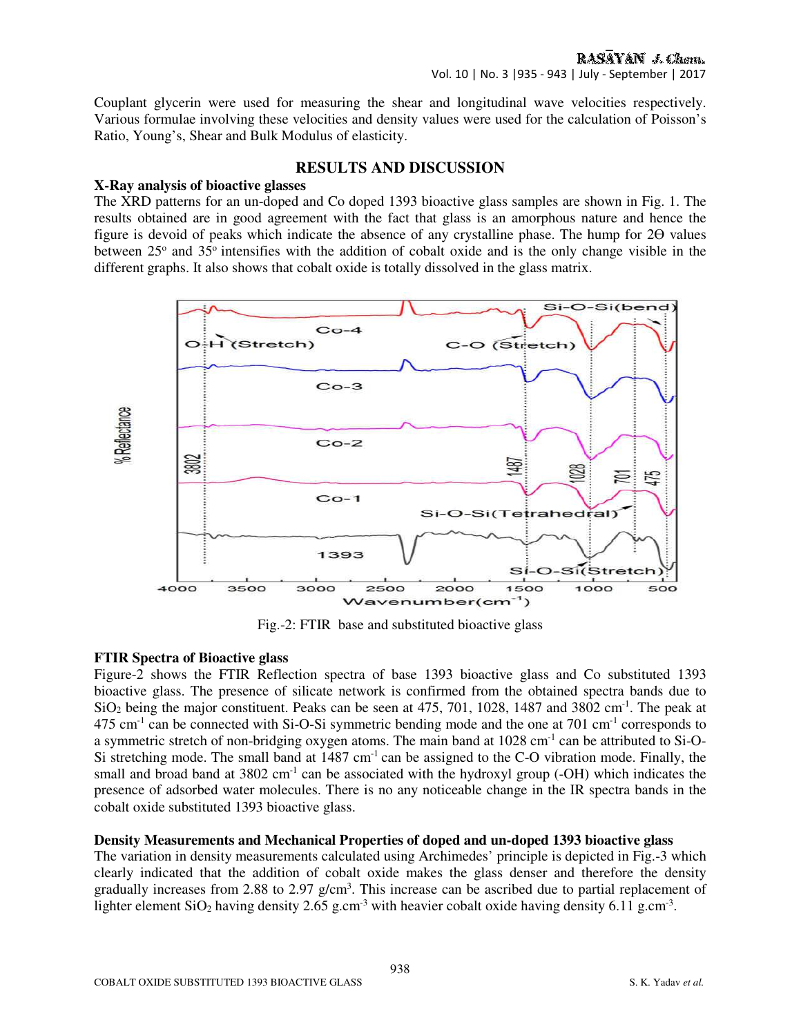Couplant glycerin were used for measuring the shear and longitudinal wave velocities respectively. Various formulae involving these velocities and density values were used for the calculation of Poisson's Ratio, Young's, Shear and Bulk Modulus of elasticity.

## RESULTS AND DISCUSSION

### X-Ray analysis of bioactive glasses

The XRD patterns for an un-doped and Co doped 1393 bioactive glass samples are shown in Fig. 1. The results obtained are in good agreement with the fact that glass is an amorphous nature and hence the figure is devoid of peaks which indicate the absence of any crystalline phase. The hump for 2Θ values between 25° and 35° intensifies with the addition of cobalt oxide and is the only change visible in the different graphs. It also shows that cobalt oxide is totally dissolved in the glass matrix.

Fig.-2: FTIR base and substituted bioactive glass

### FTIR Spectra of Bioactive glass

Figure-2 shows the FTIR Reflection spectra of base 1393 bioactive glass and Co substituted 1393 bioactive glass. The presence of silicate network is confirmed from the obtained spectra bands due to $SiO_2$ being the major constituent. Peaks can be seen at 475, 701, 1028, 1487 and 3802 $cm^{-1}$. The peak at 475 $cm^{-1}$ can be connected with Si-O-Si symmetric bending mode and the one at 701 $cm^{-1}$ corresponds to a symmetric stretch of non-bridging oxygen atoms. The main band at 1028 $cm^{-1}$ can be attributed to Si-O-Si stretching mode. The small band at 1487 $cm^{-1}$ can be assigned to the C-O vibration mode. Finally, the small and broad band at 3802 $cm^{-1}$ can be associated with the hydroxyl group (-OH) which indicates the presence of adsorbed water molecules. There is no any noticeable change in the IR spectra bands in the cobalt oxide substituted 1393 bioactive glass.

### Density Measurements and Mechanical Properties of doped and un-doped 1393 bioactive glass

The variation in density measurements calculated using Archimedes' principle is depicted in Fig.-3 which clearly indicated that the addition of cobalt oxide makes the glass denser and therefore the density gradually increases from 2.88 to 2.97 $g/cm^3$. This increase can be ascribed due to partial replacement of lighter element $SiO_2$ having density 2.65 $g.cm^{-3}$ with heavier cobalt oxide having density 6.11 $g.cm^{-3}$.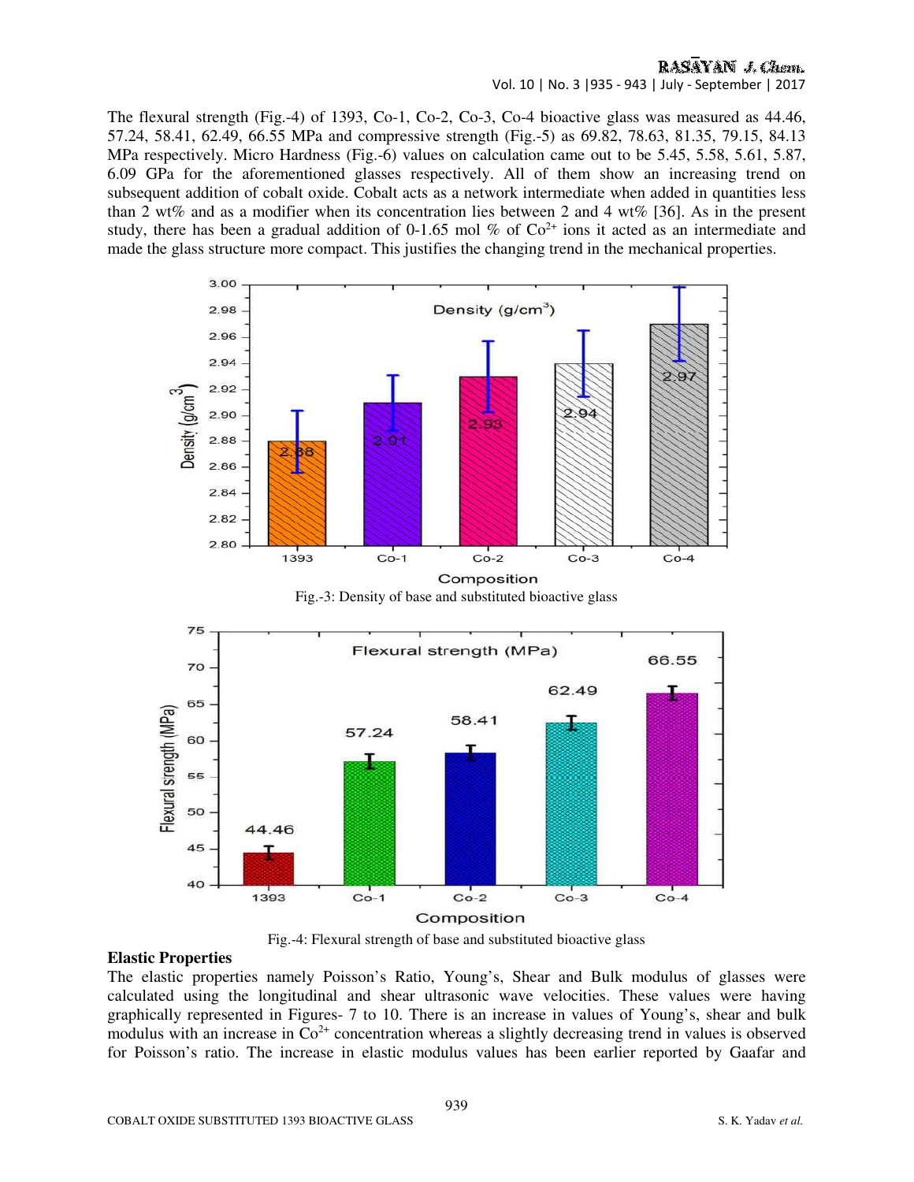The flexural strength (Fig.-4) of 1393, Co-1, Co-2, Co-3, Co-4 bioactive glass was measured as 44.46, 57.24, 58.41, 62.49, 66.55 MPa and compressive strength (Fig.-5) as 69.82, 78.63, 81.35, 79.15, 84.13 MPa respectively. Micro Hardness (Fig.-6) values on calculation came out to be 5.45, 5.58, 5.61, 5.87, 6.09 GPa for the aforementioned glasses respectively. All of them show an increasing trend on subsequent addition of cobalt oxide. Cobalt acts as a network intermediate when added in quantities less than 2 wt% and as a modifier when its concentration lies between 2 and 4 wt% [36]. As in the present study, there has been a gradual addition of 0-1.65 mol % of $Co^{2+}$ ions it acted as an intermediate and made the glass structure more compact. This justifies the changing trend in the mechanical properties.

Fig.-3: Density of base and substituted bioactive glass

Fig.-4: Flexural strength of base and substituted bioactive glass

**Elastic Properties**

The elastic properties namely Poisson's Ratio, Young's, Shear and Bulk modulus of glasses were calculated using the longitudinal and shear ultrasonic wave velocities. These values were having graphically represented in Figures- 7 to 10. There is an increase in values of Young's, shear and bulk modulus with an increase in $Co^{2+}$ concentration whereas a slightly decreasing trend in values is observed for Poisson's ratio. The increase in elastic modulus values has been earlier reported by Gaafar and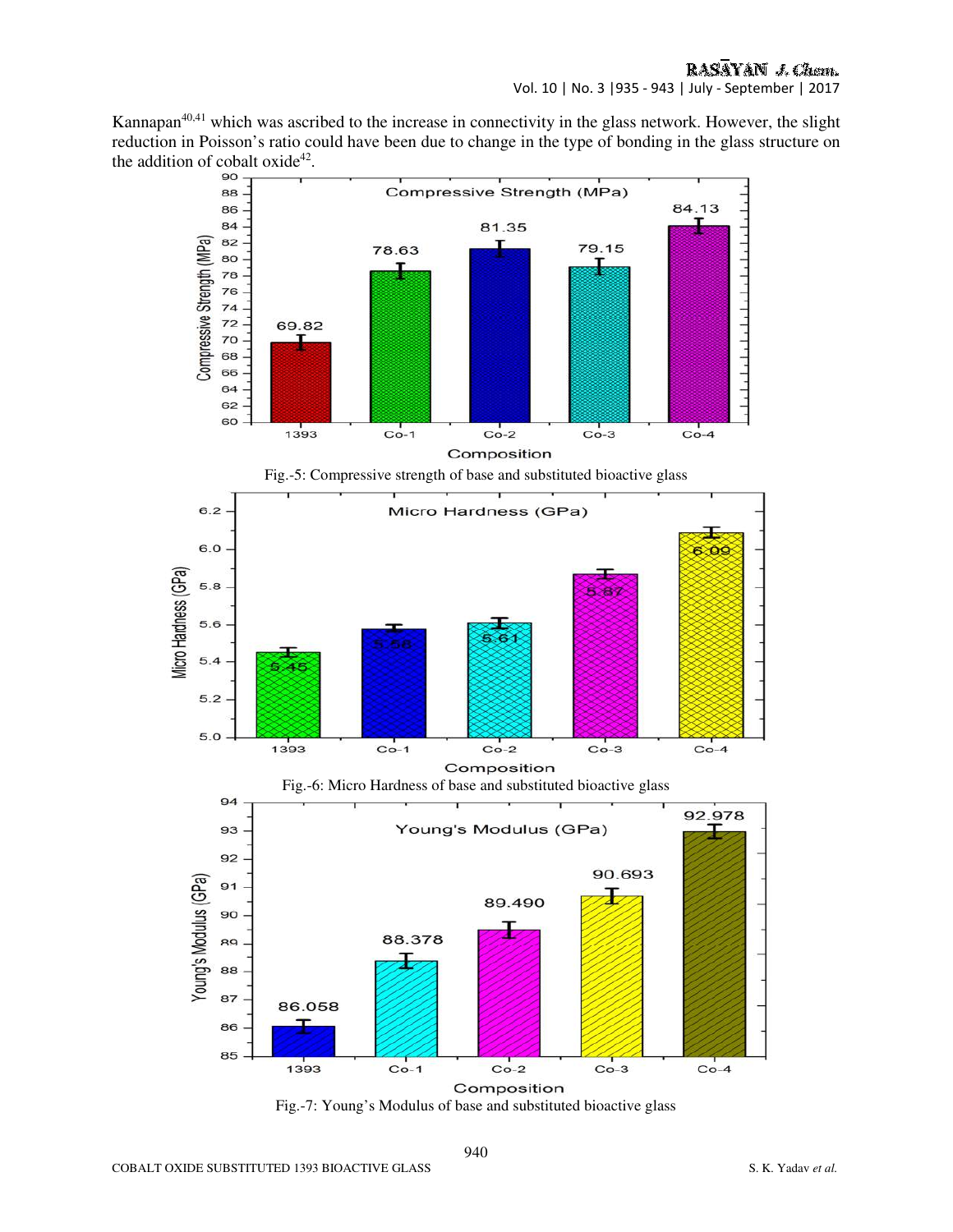Kannapan[40,41] which was ascribed to the increase in connectivity in the glass network. However, the slight reduction in Poisson's ratio could have been due to change in the type of bonding in the glass structure on the addition of cobalt oxide[42].

Fig.-5: Compressive strength of base and substituted bioactive glass

Fig.-6: Micro Hardness of base and substituted bioactive glass

Fig.-7: Young's Modulus of base and substituted bioactive glass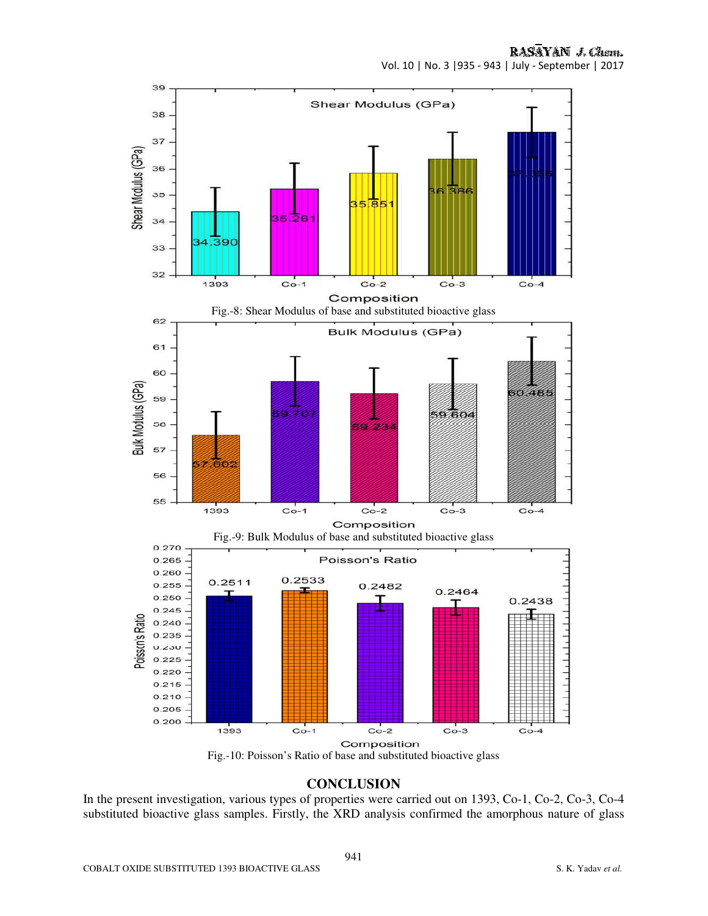Fig.-8: Shear Modulus of base and substituted bioactive glass

Fig.-9: Bulk Modulus of base and substituted bioactive glass

Fig.-10: Poisson's Ratio of base and substituted bioactive glass

## CONCLUSION

In the present investigation, various types of properties were carried out on 1393, Co-1, Co-2, Co-3, Co-4 substituted bioactive glass samples. Firstly, the XRD analysis confirmed the amorphous nature of glass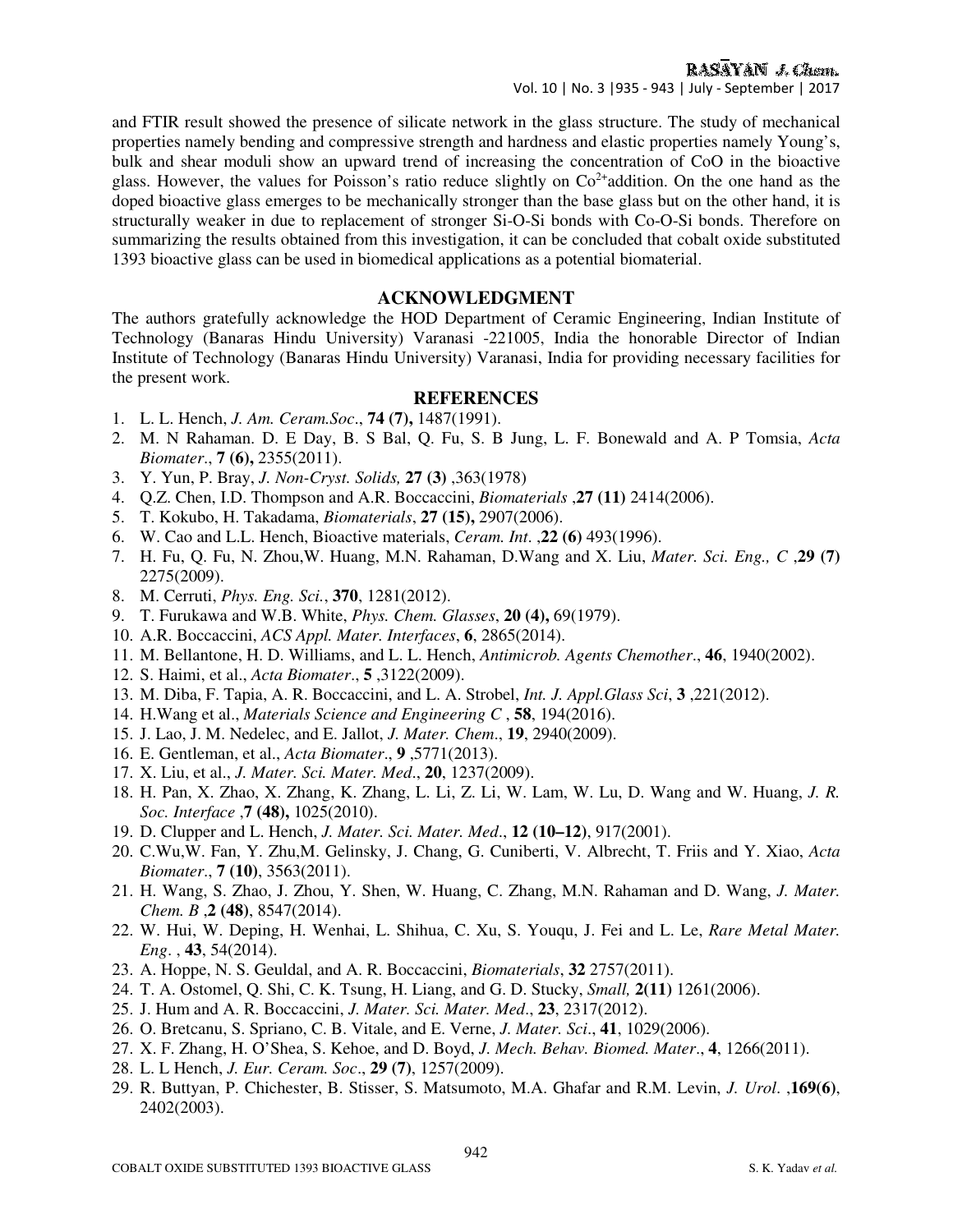and FTIR result showed the presence of silicate network in the glass structure. The study of mechanical properties namely bending and compressive strength and hardness and elastic properties namely Young's, bulk and shear moduli show an upward trend of increasing the concentration of CoO in the bioactive glass. However, the values for Poisson's ratio reduce slightly on $Co^{2+}$addition. On the one hand as the doped bioactive glass emerges to be mechanically stronger than the base glass but on the other hand, it is structurally weaker in due to replacement of stronger Si-O-Si bonds with Co-O-Si bonds. Therefore on summarizing the results obtained from this investigation, it can be concluded that cobalt oxide substituted 1393 bioactive glass can be used in biomedical applications as a potential biomaterial.

## ACKNOWLEDGMENT

The authors gratefully acknowledge the HOD Department of Ceramic Engineering, Indian Institute of Technology (Banaras Hindu University) Varanasi -221005, India the honorable Director of Indian Institute of Technology (Banaras Hindu University) Varanasi, India for providing necessary facilities for the present work.

## REFERENCES

1. L. L. Hench, *J. Am. Ceram.Soc*., **74 (7),** 1487(1991).
2. M. N Rahaman. D. E Day, B. S Bal, Q. Fu, S. B Jung, L. F. Bonewald and A. P Tomsia, *Acta Biomater*., **7 (6),** 2355(2011).
3. Y. Yun, P. Bray, *J. Non-Cryst. Solids,* **27 (3)** ,363(1978)
4. Q.Z. Chen, I.D. Thompson and A.R. Boccaccini, *Biomaterials* ,**27 (11)** 2414(2006).
5. T. Kokubo, H. Takadama, *Biomaterials*, **27 (15),** 2907(2006).
6. W. Cao and L.L. Hench, Bioactive materials, *Ceram. Int*. ,**22 (6)** 493(1996).
7. H. Fu, Q. Fu, N. Zhou,W. Huang, M.N. Rahaman, D.Wang and X. Liu, *Mater. Sci. Eng., C* ,**29 (7)** 2275(2009).
8. M. Cerruti, *Phys. Eng. Sci.*, **370**, 1281(2012).
9. T. Furukawa and W.B. White, *Phys. Chem. Glasses*, **20 (4),** 69(1979).
10. A.R. Boccaccini, *ACS Appl. Mater. Interfaces*, **6**, 2865(2014).
11. M. Bellantone, H. D. Williams, and L. L. Hench, *Antimicrob. Agents Chemother*., **46**, 1940(2002).
12. S. Haimi, et al., *Acta Biomater*., **5** ,3122(2009).
13. M. Diba, F. Tapia, A. R. Boccaccini, and L. A. Strobel, *Int. J. Appl.Glass Sci*, **3** ,221(2012).
14. H.Wang et al., *Materials Science and Engineering C* , **58**, 194(2016).
15. J. Lao, J. M. Nedelec, and E. Jallot, *J. Mater. Chem*., **19**, 2940(2009).
16. E. Gentleman, et al., *Acta Biomater*., **9** ,5771(2013).
17. X. Liu, et al., *J. Mater. Sci. Mater. Med*., **20**, 1237(2009).
18. H. Pan, X. Zhao, X. Zhang, K. Zhang, L. Li, Z. Li, W. Lam, W. Lu, D. Wang and W. Huang, *J. R. Soc. Interface* ,**7 (48),** 1025(2010).
19. D. Clupper and L. Hench, *J. Mater. Sci. Mater. Med*., **12 (10–12)**, 917(2001).
20. C.Wu,W. Fan, Y. Zhu,M. Gelinsky, J. Chang, G. Cuniberti, V. Albrecht, T. Friis and Y. Xiao, *Acta Biomater*., **7 (10)**, 3563(2011).
21. H. Wang, S. Zhao, J. Zhou, Y. Shen, W. Huang, C. Zhang, M.N. Rahaman and D. Wang, *J. Mater. Chem. B* ,**2 (48)**, 8547(2014).
22. W. Hui, W. Deping, H. Wenhai, L. Shihua, C. Xu, S. Youqu, J. Fei and L. Le, *Rare Metal Mater. Eng*. , **43**, 54(2014).
23. A. Hoppe, N. S. Geuldal, and A. R. Boccaccini, *Biomaterials*, **32** 2757(2011).
24. T. A. Ostomel, Q. Shi, C. K. Tsung, H. Liang, and G. D. Stucky, *Small,* **2(11)** 1261(2006).
25. J. Hum and A. R. Boccaccini, *J. Mater. Sci. Mater. Med*., **23**, 2317(2012).
26. O. Bretcanu, S. Spriano, C. B. Vitale, and E. Verne, *J. Mater. Sci*., **41**, 1029(2006).
27. X. F. Zhang, H. O'Shea, S. Kehoe, and D. Boyd, *J. Mech. Behav. Biomed. Mater*., **4**, 1266(2011).
28. L. L Hench, *J. Eur. Ceram. Soc*., **29 (7)**, 1257(2009).
29. R. Buttyan, P. Chichester, B. Stisser, S. Matsumoto, M.A. Ghafar and R.M. Levin, *J. Urol*. ,**169(6)**, 2402(2003).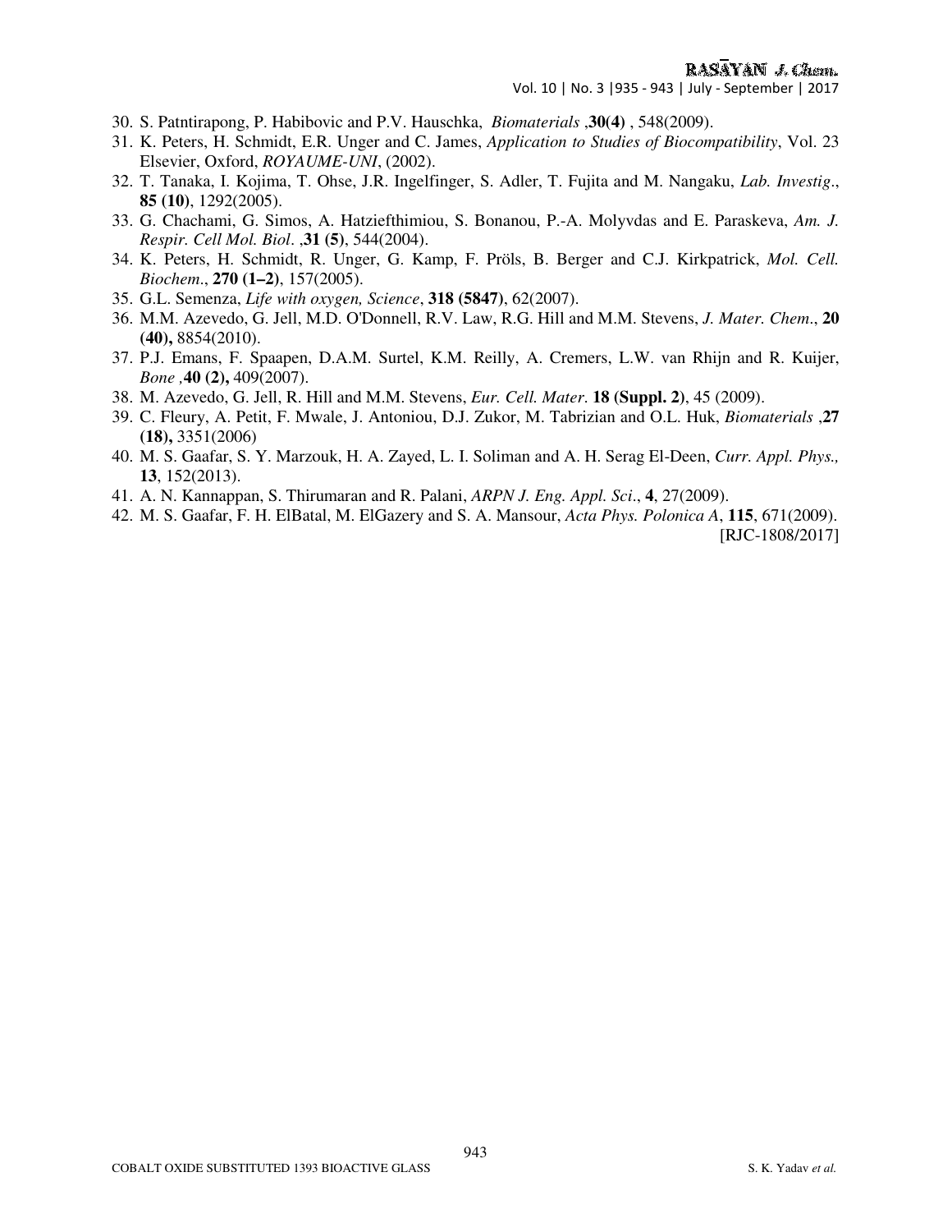30. S. Patntirapong, P. Habibovic and P.V. Hauschka, *Biomaterials* ,**30(4)** , 548(2009).
31. K. Peters, H. Schmidt, E.R. Unger and C. James, *Application to Studies of Biocompatibility*, Vol. 23 Elsevier, Oxford, *ROYAUME-UNI*, (2002).
32. T. Tanaka, I. Kojima, T. Ohse, J.R. Ingelfinger, S. Adler, T. Fujita and M. Nangaku, *Lab. Investig*., **85 (10)**, 1292(2005).
33. G. Chachami, G. Simos, A. Hatziefthimiou, S. Bonanou, P.-A. Molyvdas and E. Paraskeva, *Am. J. Respir. Cell Mol. Biol*. ,**31 (5)**, 544(2004).
34. K. Peters, H. Schmidt, R. Unger, G. Kamp, F. Pröls, B. Berger and C.J. Kirkpatrick, *Mol. Cell. Biochem*., **270 (1–2)**, 157(2005).
35. G.L. Semenza, *Life with oxygen, Science*, **318 (5847)**, 62(2007).
36. M.M. Azevedo, G. Jell, M.D. O'Donnell, R.V. Law, R.G. Hill and M.M. Stevens, *J. Mater. Chem*., **20 (40),** 8854(2010).
37. P.J. Emans, F. Spaapen, D.A.M. Surtel, K.M. Reilly, A. Cremers, L.W. van Rhijn and R. Kuijer, *Bone* ,**40 (2),** 409(2007).
38. M. Azevedo, G. Jell, R. Hill and M.M. Stevens, *Eur. Cell. Mater*. **18 (Suppl. 2)**, 45 (2009).
39. C. Fleury, A. Petit, F. Mwale, J. Antoniou, D.J. Zukor, M. Tabrizian and O.L. Huk, *Biomaterials* ,**27 (18),** 3351(2006)
40. M. S. Gaafar, S. Y. Marzouk, H. A. Zayed, L. I. Soliman and A. H. Serag El-Deen, *Curr. Appl. Phys.,* **13**, 152(2013).
41. A. N. Kannappan, S. Thirumaran and R. Palani, *ARPN J. Eng. Appl. Sci*., **4**, 27(2009).
42. M. S. Gaafar, F. H. ElBatal, M. ElGazery and S. A. Mansour, *Acta Phys. Polonica A*, **115**, 671(2009).

[RJC-1808/2017]